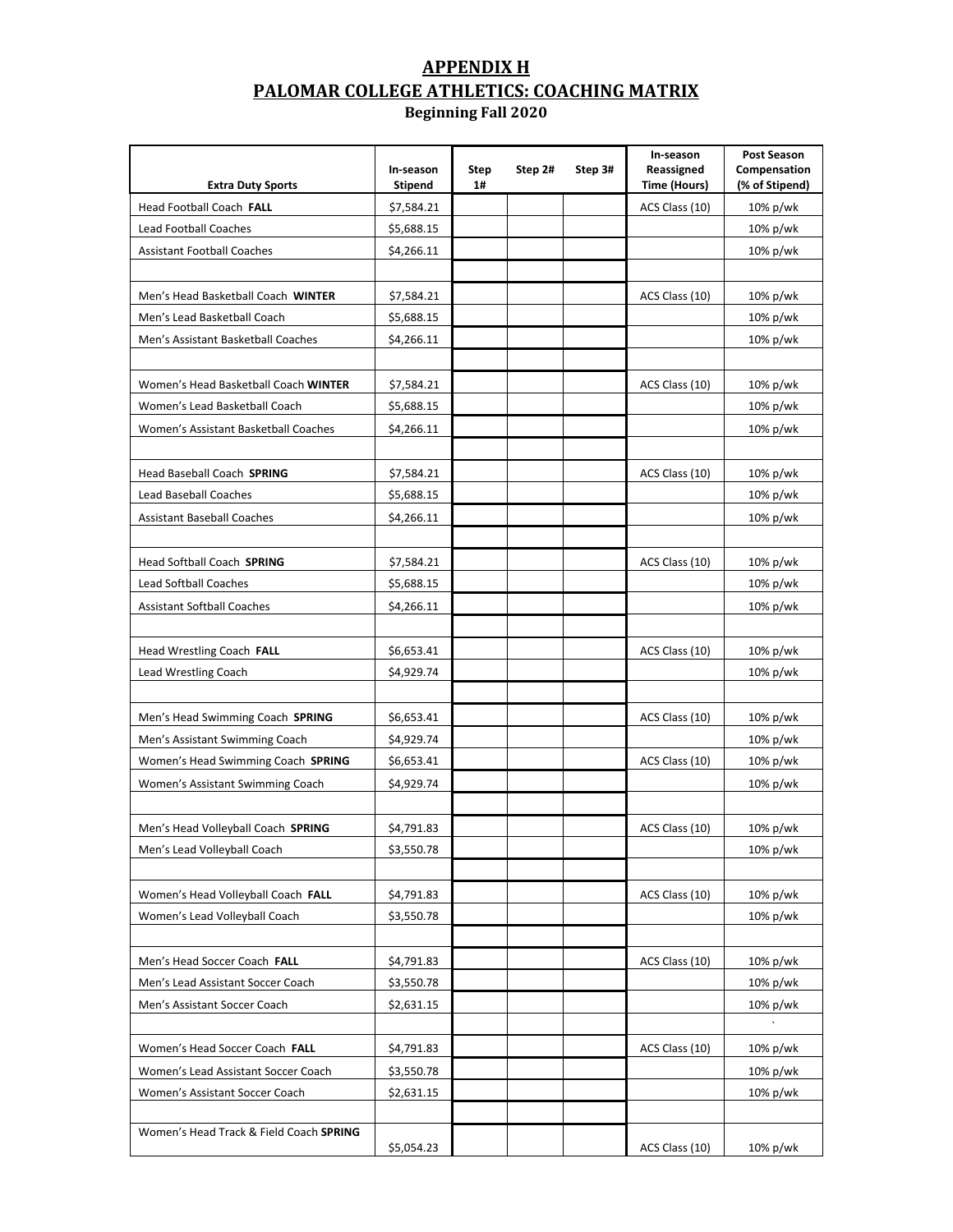# APPENDIX H

# PALOMAR COLLEGE ATHLETICS: COACHING MATRIX

### Beginning Fall 2020

| Extra Duty Sports | In-season Stipend | Step 1# | Step 2# | Step 3# | In-season Reassigned Time (Hours) | Post Season Compensation (% of Stipend) |
|---|---|---|---|---|---|---|
| Head Football Coach **FALL** | $7,584.21 | | | | ACS Class (10) | 10% p/wk |
| Lead Football Coaches | $5,688.15 | | | | | 10% p/wk |
| Assistant Football Coaches | $4,266.11 | | | | | 10% p/wk |
| | | | | | | |
| Men's Head Basketball Coach **WINTER** | $7,584.21 | | | | ACS Class (10) | 10% p/wk |
| Men's Lead Basketball Coach | $5,688.15 | | | | | 10% p/wk |
| Men's Assistant Basketball Coaches | $4,266.11 | | | | | 10% p/wk |
| | | | | | | |
| Women's Head Basketball Coach **WINTER** | $7,584.21 | | | | ACS Class (10) | 10% p/wk |
| Women's Lead Basketball Coach | $5,688.15 | | | | | 10% p/wk |
| Women's Assistant Basketball Coaches | $4,266.11 | | | | | 10% p/wk |
| | | | | | | |
| Head Baseball Coach **SPRING** | $7,584.21 | | | | ACS Class (10) | 10% p/wk |
| Lead Baseball Coaches | $5,688.15 | | | | | 10% p/wk |
| Assistant Baseball Coaches | $4,266.11 | | | | | 10% p/wk |
| | | | | | | |
| Head Softball Coach **SPRING** | $7,584.21 | | | | ACS Class (10) | 10% p/wk |
| Lead Softball Coaches | $5,688.15 | | | | | 10% p/wk |
| Assistant Softball Coaches | $4,266.11 | | | | | 10% p/wk |
| | | | | | | |
| Head Wrestling Coach **FALL** | $6,653.41 | | | | ACS Class (10) | 10% p/wk |
| Lead Wrestling Coach | $4,929.74 | | | | | 10% p/wk |
| | | | | | | |
| Men's Head Swimming Coach **SPRING** | $6,653.41 | | | | ACS Class (10) | 10% p/wk |
| Men's Assistant Swimming Coach | $4,929.74 | | | | | 10% p/wk |
| Women's Head Swimming Coach **SPRING** | $6,653.41 | | | | ACS Class (10) | 10% p/wk |
| Women's Assistant Swimming Coach | $4,929.74 | | | | | 10% p/wk |
| | | | | | | |
| Men's Head Volleyball Coach **SPRING** | $4,791.83 | | | | ACS Class (10) | 10% p/wk |
| Men's Lead Volleyball Coach | $3,550.78 | | | | | 10% p/wk |
| | | | | | | |
| Women's Head Volleyball Coach **FALL** | $4,791.83 | | | | ACS Class (10) | 10% p/wk |
| Women's Lead Volleyball Coach | $3,550.78 | | | | | 10% p/wk |
| | | | | | | |
| Men's Head Soccer Coach **FALL** | $4,791.83 | | | | ACS Class (10) | 10% p/wk |
| Men's Lead Assistant Soccer Coach | $3,550.78 | | | | | 10% p/wk |
| Men's Assistant Soccer Coach | $2,631.15 | | | | | 10% p/wk |
| | | | | | | ` |
| Women's Head Soccer Coach **FALL** | $4,791.83 | | | | ACS Class (10) | 10% p/wk |
| Women's Lead Assistant Soccer Coach | $3,550.78 | | | | | 10% p/wk |
| Women's Assistant Soccer Coach | $2,631.15 | | | | | 10% p/wk |
| | | | | | | |
| Women's Head Track & Field Coach **SPRING** | $5,054.23 | | | | ACS Class (10) | 10% p/wk |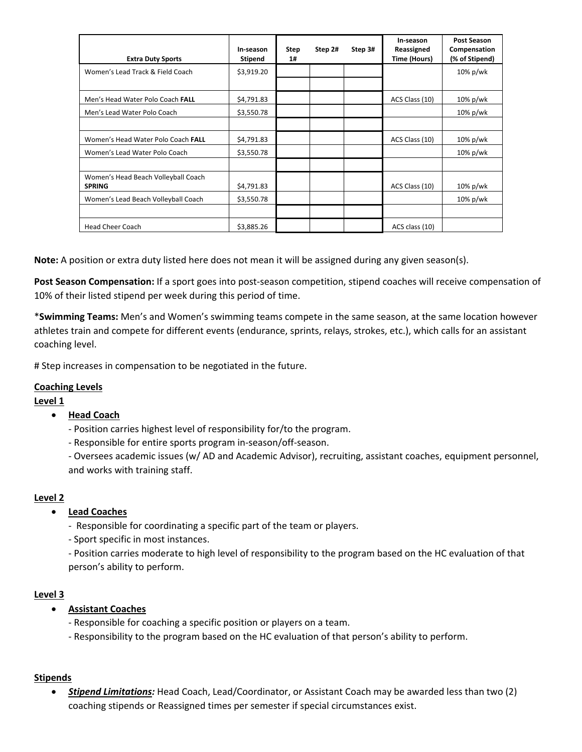| Extra Duty Sports | In-season Stipend | Step 1# | Step 2# | Step 3# | In-season Reassigned Time (Hours) | Post Season Compensation (% of Stipend) |
|---|---|---|---|---|---|---|
| Women's Lead Track & Field Coach | $3,919.20 | | | | | 10% p/wk |
| | | | | | | |
| Men's Head Water Polo Coach **FALL** | $4,791.83 | | | | ACS Class (10) | 10% p/wk |
| Men's Lead Water Polo Coach | $3,550.78 | | | | | 10% p/wk |
| | | | | | | |
| Women's Head Water Polo Coach **FALL** | $4,791.83 | | | | ACS Class (10) | 10% p/wk |
| Women's Lead Water Polo Coach | $3,550.78 | | | | | 10% p/wk |
| | | | | | | |
| Women's Head Beach Volleyball Coach **SPRING** | $4,791.83 | | | | ACS Class (10) | 10% p/wk |
| Women's Lead Beach Volleyball Coach | $3,550.78 | | | | | 10% p/wk |
| | | | | | | |
| Head Cheer Coach | $3,885.26 | | | | ACS class (10) | |

**Note:** A position or extra duty listed here does not mean it will be assigned during any given season(s).

**Post Season Compensation:** If a sport goes into post-season competition, stipend coaches will receive compensation of 10% of their listed stipend per week during this period of time.

\***Swimming Teams:** Men's and Women's swimming teams compete in the same season, at the same location however athletes train and compete for different events (endurance, sprints, relays, strokes, etc.), which calls for an assistant coaching level.

# Step increases in compensation to be negotiated in the future.

## Coaching Levels

### Level 1

- **Head Coach**
  - Position carries highest level of responsibility for/to the program.
  - Responsible for entire sports program in-season/off-season.
  - Oversees academic issues (w/ AD and Academic Advisor), recruiting, assistant coaches, equipment personnel, and works with training staff.

### Level 2

- **Lead Coaches**
  - Responsible for coordinating a specific part of the team or players.
  - Sport specific in most instances.
  - Position carries moderate to high level of responsibility to the program based on the HC evaluation of that person's ability to perform.

### Level 3

- **Assistant Coaches**
  - Responsible for coaching a specific position or players on a team.
  - Responsibility to the program based on the HC evaluation of that person's ability to perform.

## Stipends

- ***Stipend Limitations:*** Head Coach, Lead/Coordinator, or Assistant Coach may be awarded less than two (2) coaching stipends or Reassigned times per semester if special circumstances exist.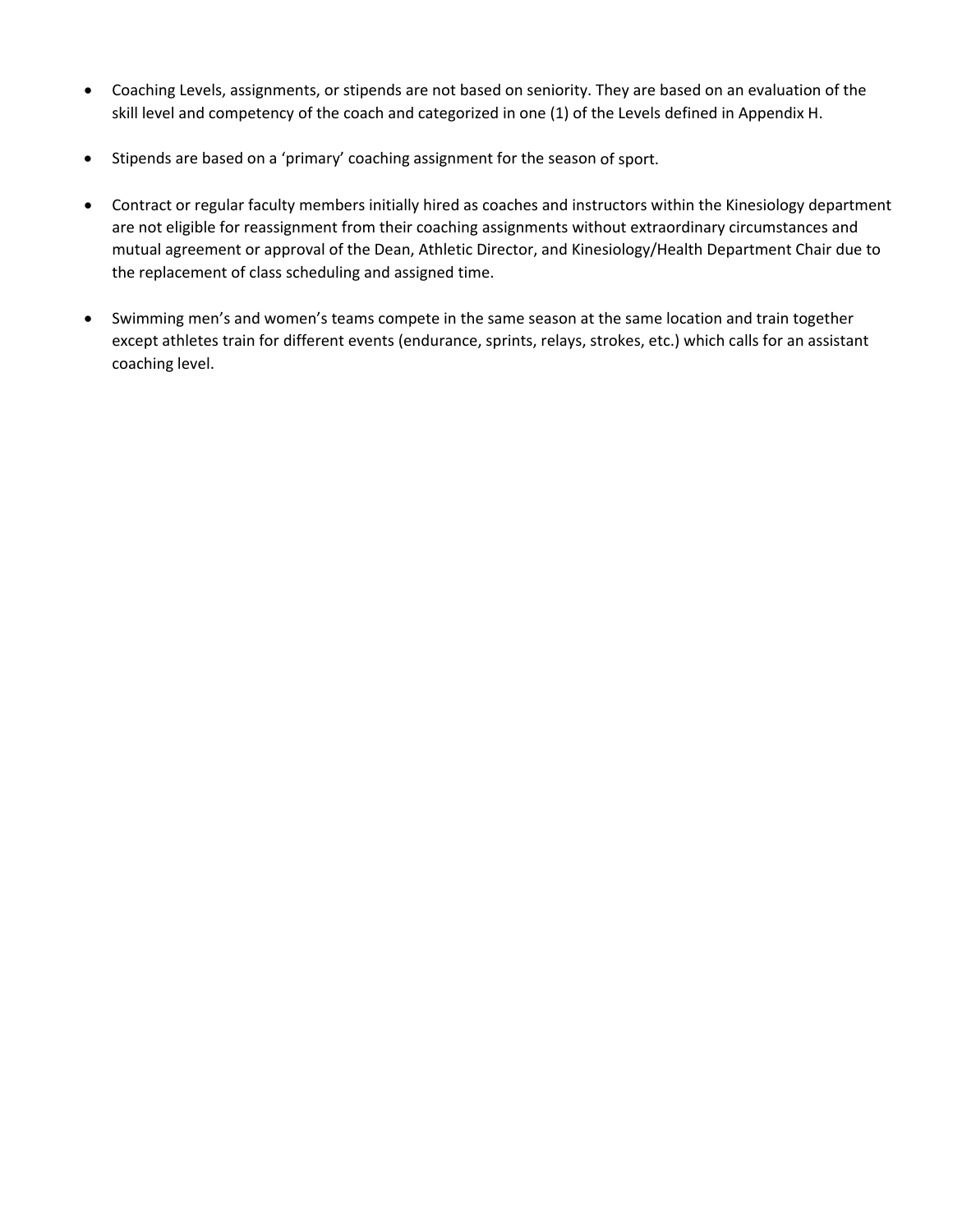- Coaching Levels, assignments, or stipends are not based on seniority. They are based on an evaluation of the skill level and competency of the coach and categorized in one (1) of the Levels defined in Appendix H.

- Stipends are based on a 'primary' coaching assignment for the season of sport.

- Contract or regular faculty members initially hired as coaches and instructors within the Kinesiology department are not eligible for reassignment from their coaching assignments without extraordinary circumstances and mutual agreement or approval of the Dean, Athletic Director, and Kinesiology/Health Department Chair due to the replacement of class scheduling and assigned time.

- Swimming men's and women's teams compete in the same season at the same location and train together except athletes train for different events (endurance, sprints, relays, strokes, etc.) which calls for an assistant coaching level.